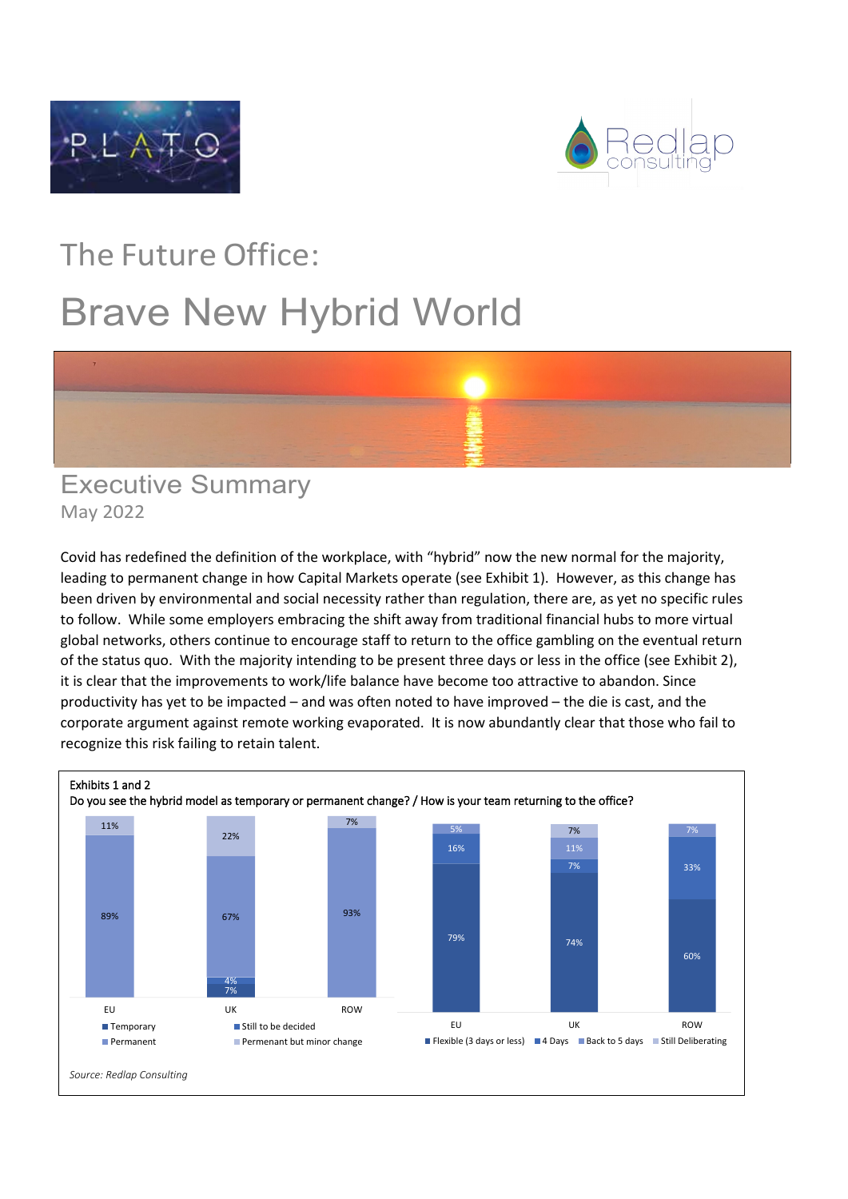# The Future Office:

# Brave New Hybrid World

## Executive Summary

May 2022

Covid has redefined the definition of the workplace, with "hybrid" now the new normal for the majority, leading to permanent change in how Capital Markets operate (see Exhibit 1). However, as this change has been driven by environmental and social necessity rather than regulation, there are, as yet no specific rules to follow. While some employers embracing the shift away from traditional financial hubs to more virtual global networks, others continue to encourage staff to return to the office gambling on the eventual return of the status quo. With the majority intending to be present three days or less in the office (see Exhibit 2), it is clear that the improvements to work/life balance have become too attractive to abandon. Since productivity has yet to be impacted – and was often noted to have improved – the die is cast, and the corporate argument against remote working evaporated. It is now abundantly clear that those who fail to recognize this risk failing to retain talent.

Exhibits 1 and 2

Do you see the hybrid model as temporary or permanent change? / How is your team returning to the office?

| | EU | UK | ROW |
|---|---|---|---|
| Temporary | | 7% | |
| Still to be decided | | 4% | |
| Permanent | 89% | 67% | 93% |
| Permanent but minor change | 11% | 22% | 7% |

| | EU | UK | ROW |
|---|---|---|---|
| Flexible (3 days or less) | 79% | 74% | 60% |
| 4 Days | 16% | 7% | 33% |
| Back to 5 days | 5% | 11% | 7% |
| Still Deliberating | | 7% | |

*Source: Redlap Consulting*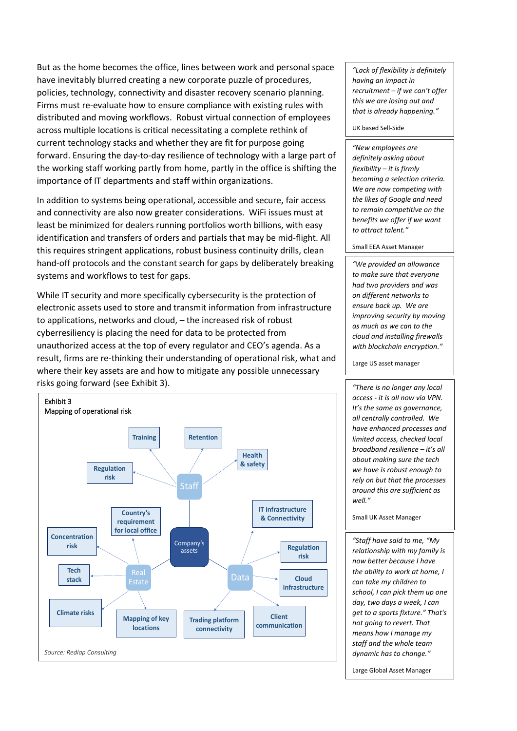But as the home becomes the office, lines between work and personal space have inevitably blurred creating a new corporate puzzle of procedures, policies, technology, connectivity and disaster recovery scenario planning. Firms must re-evaluate how to ensure compliance with existing rules with distributed and moving workflows. Robust virtual connection of employees across multiple locations is critical necessitating a complete rethink of current technology stacks and whether they are fit for purpose going forward. Ensuring the day-to-day resilience of technology with a large part of the working staff working partly from home, partly in the office is shifting the importance of IT departments and staff within organizations.

In addition to systems being operational, accessible and secure, fair access and connectivity are also now greater considerations. WiFi issues must at least be minimized for dealers running portfolios worth billions, with easy identification and transfers of orders and partials that may be mid-flight. All this requires stringent applications, robust business continuity drills, clean hand-off protocols and the constant search for gaps by deliberately breaking systems and workflows to test for gaps.

While IT security and more specifically cybersecurity is the protection of electronic assets used to store and transmit information from infrastructure to applications, networks and cloud, – the increased risk of robust cyberresiliency is placing the need for data to be protected from unauthorized access at the top of every regulator and CEO's agenda. As a result, firms are re-thinking their understanding of operational risk, what and where their key assets are and how to mitigate any possible unnecessary risks going forward (see Exhibit 3).

Exhibit 3
Mapping of operational risk

- Company's assets
  - Staff
    - Training
    - Retention
    - Health & safety
    - Regulation risk
  - Real Estate
    - Country's requirement for local office
    - Concentration risk
    - Tech stack
    - Climate risks
    - Mapping of key locations
  - Data
    - IT infrastructure & Connectivity
    - Regulation risk
    - Cloud infrastructure
    - Client communication
    - Trading platform connectivity

*Source: Redlap Consulting*

> *"Lack of flexibility is definitely having an impact in recruitment – if we can't offer this we are losing out and that is already happening."*
>
> UK based Sell-Side

> *"New employees are definitely asking about flexibility – it is firmly becoming a selection criteria. We are now competing with the likes of Google and need to remain competitive on the benefits we offer if we want to attract talent."*
>
> Small EEA Asset Manager

> *"We provided an allowance to make sure that everyone had two providers and was on different networks to ensure back up. We are improving security by moving as much as we can to the cloud and installing firewalls with blockchain encryption."*
>
> Large US asset manager

> *"There is no longer any local access - it is all now via VPN. It's the same as governance, all centrally controlled. We have enhanced processes and limited access, checked local broadband resilience – it's all about making sure the tech we have is robust enough to rely on but that the processes around this are sufficient as well."*
>
> Small UK Asset Manager

> *"Staff have said to me, "My relationship with my family is now better because I have the ability to work at home, I can take my children to school, I can pick them up one day, two days a week, I can get to a sports fixture." That's not going to revert. That means how I manage my staff and the whole team dynamic has to change."*
>
> Large Global Asset Manager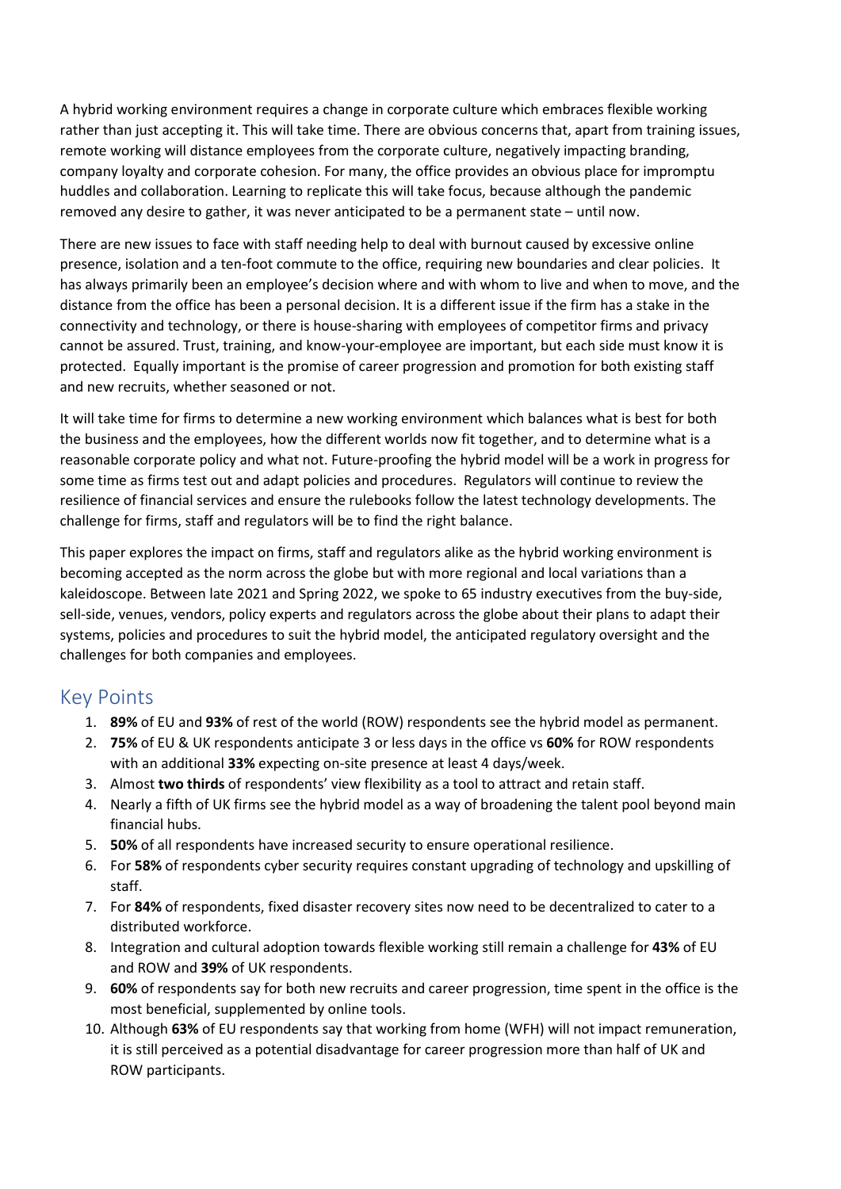A hybrid working environment requires a change in corporate culture which embraces flexible working rather than just accepting it. This will take time. There are obvious concerns that, apart from training issues, remote working will distance employees from the corporate culture, negatively impacting branding, company loyalty and corporate cohesion. For many, the office provides an obvious place for impromptu huddles and collaboration. Learning to replicate this will take focus, because although the pandemic removed any desire to gather, it was never anticipated to be a permanent state – until now.

There are new issues to face with staff needing help to deal with burnout caused by excessive online presence, isolation and a ten-foot commute to the office, requiring new boundaries and clear policies. It has always primarily been an employee's decision where and with whom to live and when to move, and the distance from the office has been a personal decision. It is a different issue if the firm has a stake in the connectivity and technology, or there is house-sharing with employees of competitor firms and privacy cannot be assured. Trust, training, and know-your-employee are important, but each side must know it is protected. Equally important is the promise of career progression and promotion for both existing staff and new recruits, whether seasoned or not.

It will take time for firms to determine a new working environment which balances what is best for both the business and the employees, how the different worlds now fit together, and to determine what is a reasonable corporate policy and what not. Future-proofing the hybrid model will be a work in progress for some time as firms test out and adapt policies and procedures. Regulators will continue to review the resilience of financial services and ensure the rulebooks follow the latest technology developments. The challenge for firms, staff and regulators will be to find the right balance.

This paper explores the impact on firms, staff and regulators alike as the hybrid working environment is becoming accepted as the norm across the globe but with more regional and local variations than a kaleidoscope. Between late 2021 and Spring 2022, we spoke to 65 industry executives from the buy-side, sell-side, venues, vendors, policy experts and regulators across the globe about their plans to adapt their systems, policies and procedures to suit the hybrid model, the anticipated regulatory oversight and the challenges for both companies and employees.

## Key Points

1. **89%** of EU and **93%** of rest of the world (ROW) respondents see the hybrid model as permanent.
2. **75%** of EU & UK respondents anticipate 3 or less days in the office vs **60%** for ROW respondents with an additional **33%** expecting on-site presence at least 4 days/week.
3. Almost **two thirds** of respondents' view flexibility as a tool to attract and retain staff.
4. Nearly a fifth of UK firms see the hybrid model as a way of broadening the talent pool beyond main financial hubs.
5. **50%** of all respondents have increased security to ensure operational resilience.
6. For **58%** of respondents cyber security requires constant upgrading of technology and upskilling of staff.
7. For **84%** of respondents, fixed disaster recovery sites now need to be decentralized to cater to a distributed workforce.
8. Integration and cultural adoption towards flexible working still remain a challenge for **43%** of EU and ROW and **39%** of UK respondents.
9. **60%** of respondents say for both new recruits and career progression, time spent in the office is the most beneficial, supplemented by online tools.
10. Although **63%** of EU respondents say that working from home (WFH) will not impact remuneration, it is still perceived as a potential disadvantage for career progression more than half of UK and ROW participants.